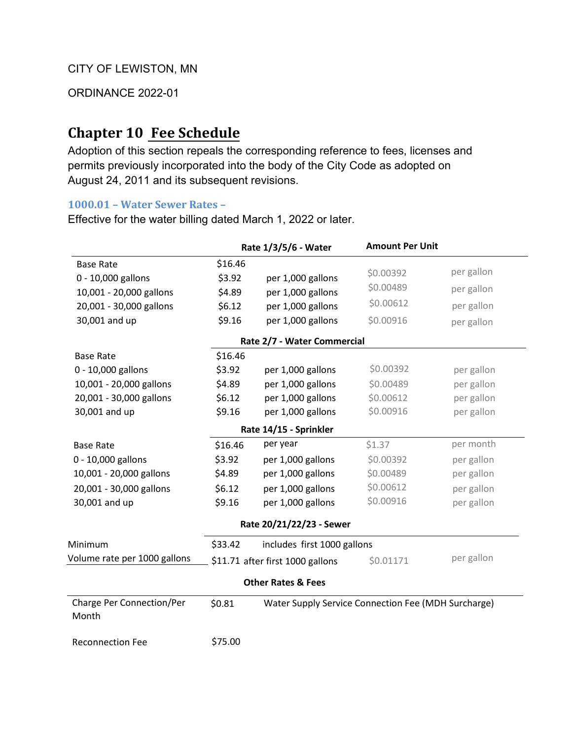CITY OF LEWISTON, MN

ORDINANCE 2022-01

# Chapter 10 Fee Schedule

Adoption of this section repeals the corresponding reference to fees, licenses and permits previously incorporated into the body of the City Code as adopted on August 24, 2011 and its subsequent revisions.

### 1000.01 – Water Sewer Rates –

Effective for the water billing dated March 1, 2022 or later.

| | Rate 1/3/5/6 - Water | | Amount Per Unit | |
|---|---|---|---|---|
| Base Rate | $16.46 | | | |
| 0 - 10,000 gallons | $3.92 | per 1,000 gallons | $0.00392 | per gallon |
| 10,001 - 20,000 gallons | $4.89 | per 1,000 gallons | $0.00489 | per gallon |
| 20,001 - 30,000 gallons | $6.12 | per 1,000 gallons | $0.00612 | per gallon |
| 30,001 and up | $9.16 | per 1,000 gallons | $0.00916 | per gallon |
| | **Rate 2/7 - Water Commercial** | | | |
| Base Rate | $16.46 | | | |
| 0 - 10,000 gallons | $3.92 | per 1,000 gallons | $0.00392 | per gallon |
| 10,001 - 20,000 gallons | $4.89 | per 1,000 gallons | $0.00489 | per gallon |
| 20,001 - 30,000 gallons | $6.12 | per 1,000 gallons | $0.00612 | per gallon |
| 30,001 and up | $9.16 | per 1,000 gallons | $0.00916 | per gallon |
| | **Rate 14/15 - Sprinkler** | | | |
| Base Rate | $16.46 | per year | $1.37 | per month |
| 0 - 10,000 gallons | $3.92 | per 1,000 gallons | $0.00392 | per gallon |
| 10,001 - 20,000 gallons | $4.89 | per 1,000 gallons | $0.00489 | per gallon |
| 20,001 - 30,000 gallons | $6.12 | per 1,000 gallons | $0.00612 | per gallon |
| 30,001 and up | $9.16 | per 1,000 gallons | $0.00916 | per gallon |
| | **Rate 20/21/22/23 - Sewer** | | | |
| Minimum | $33.42 | includes first 1000 gallons | | |
| Volume rate per 1000 gallons | $11.71 | after first 1000 gallons | $0.01171 | per gallon |
| | **Other Rates & Fees** | | | |
| Charge Per Connection/Per Month | $0.81 | Water Supply Service Connection Fee (MDH Surcharge) | | |
| Reconnection Fee | $75.00 | | | |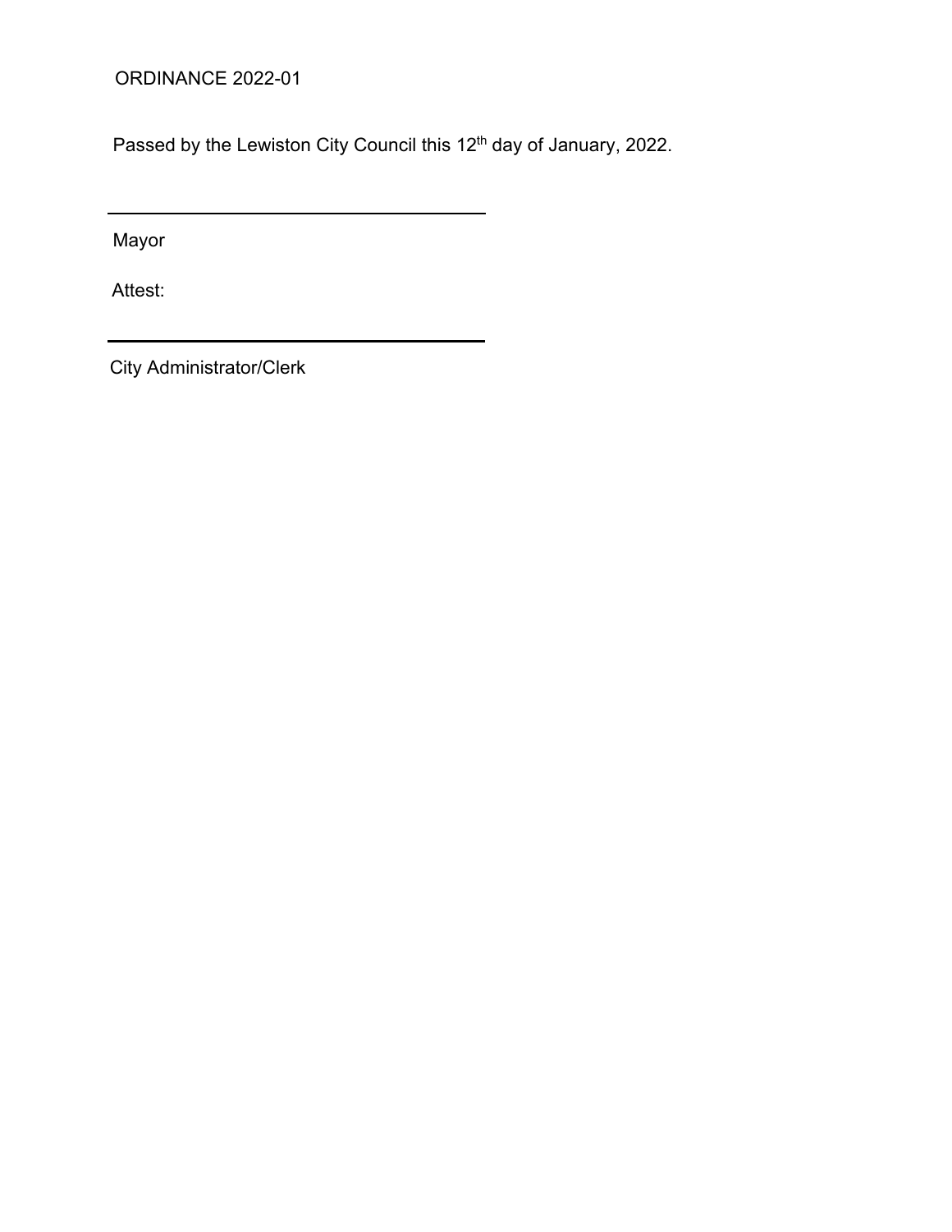ORDINANCE 2022-01

Passed by the Lewiston City Council this 12th day of January, 2022.

\_\_\_\_\_\_\_\_\_\_\_\_\_\_\_\_\_\_\_\_\_\_\_\_\_\_\_\_\_\_\_\_\_\_\_\_

Mayor

Attest:

\_\_\_\_\_\_\_\_\_\_\_\_\_\_\_\_\_\_\_\_\_\_\_\_\_\_\_\_\_\_\_\_\_\_\_\_

City Administrator/Clerk